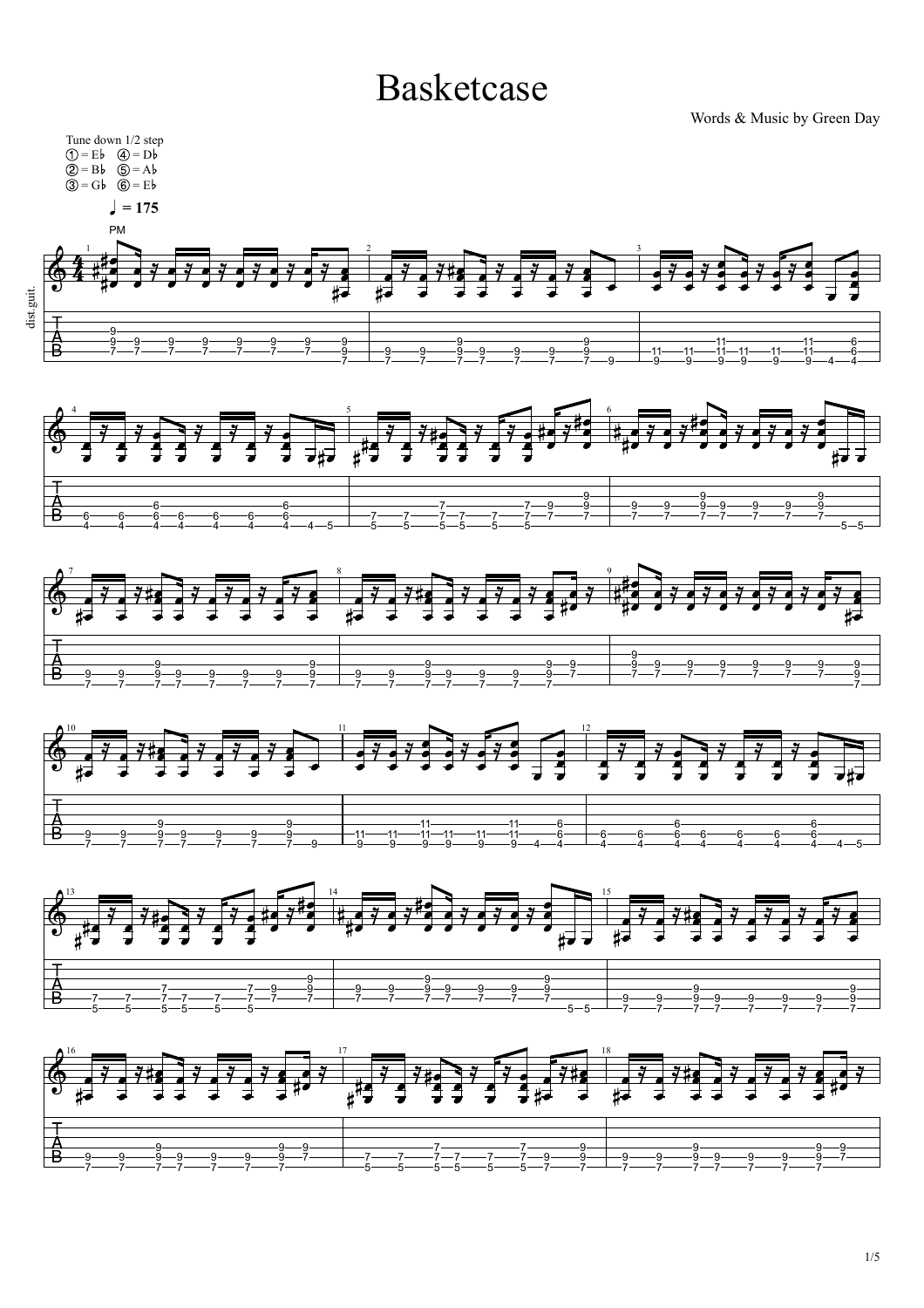# Basketcase

Words & Music by Green Day

Tune down 1/2 step
① = E♭ ④ = D♭
② = B♭ ⑤ = A♭
③ = G♭ ⑥ = E♭

♩ = 175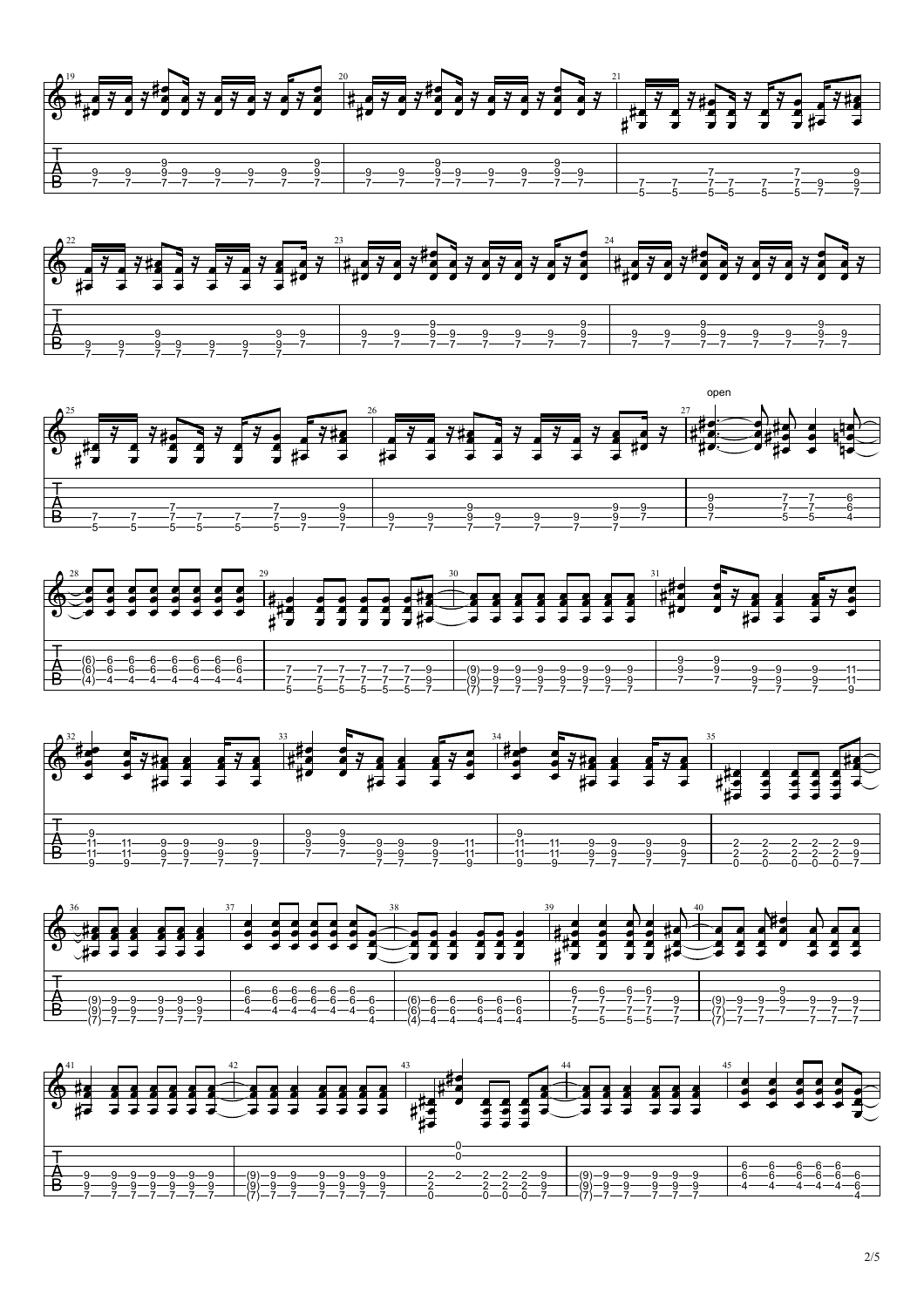open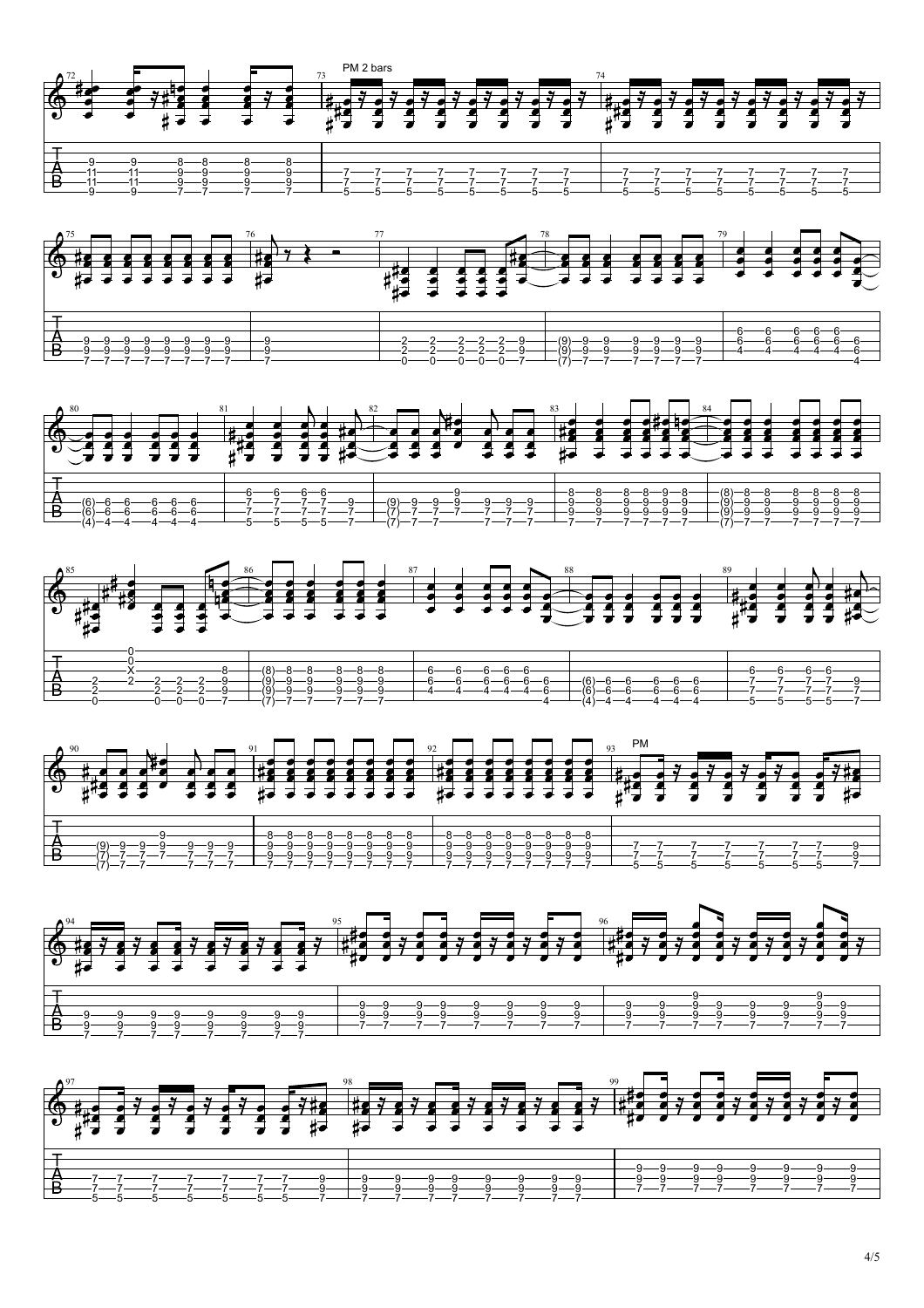PM 2 bars

PM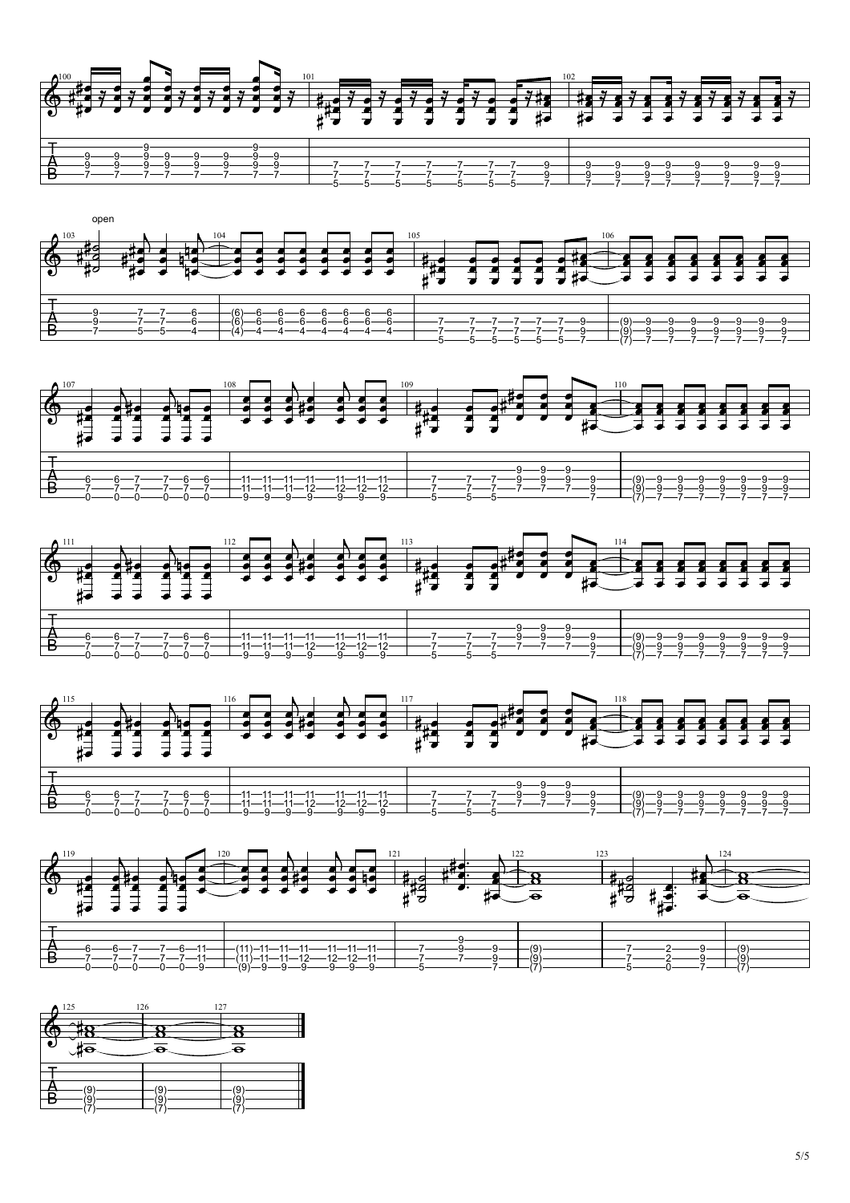open